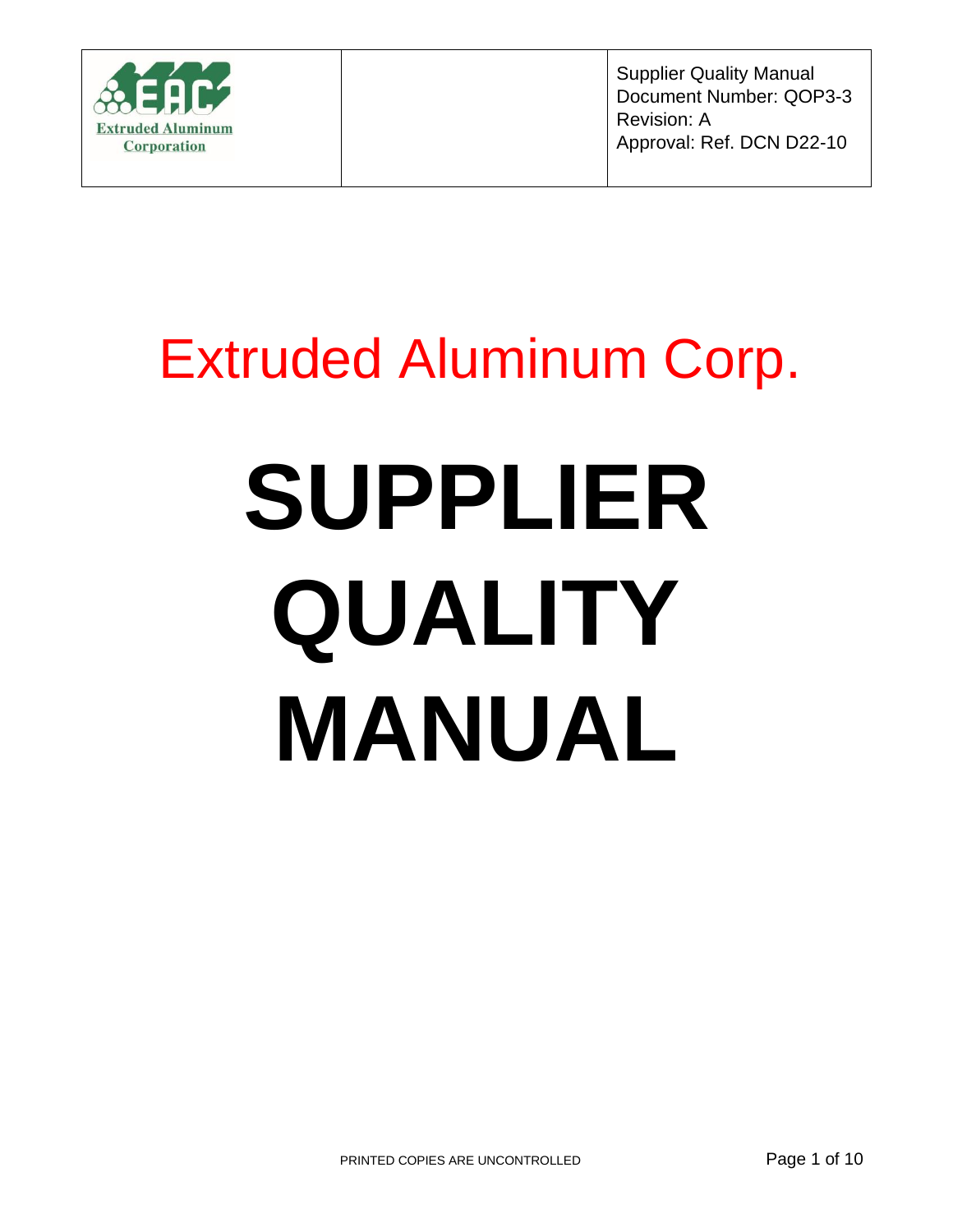| Extruded Aluminum Corporation | | Supplier Quality Manual<br>Document Number: QOP3-3<br>Revision: A<br>Approval: Ref. DCN D22-10 |
|---|---|---|

# Extruded Aluminum Corp.

# SUPPLIER QUALITY MANUAL

PRINTED COPIES ARE UNCONTROLLED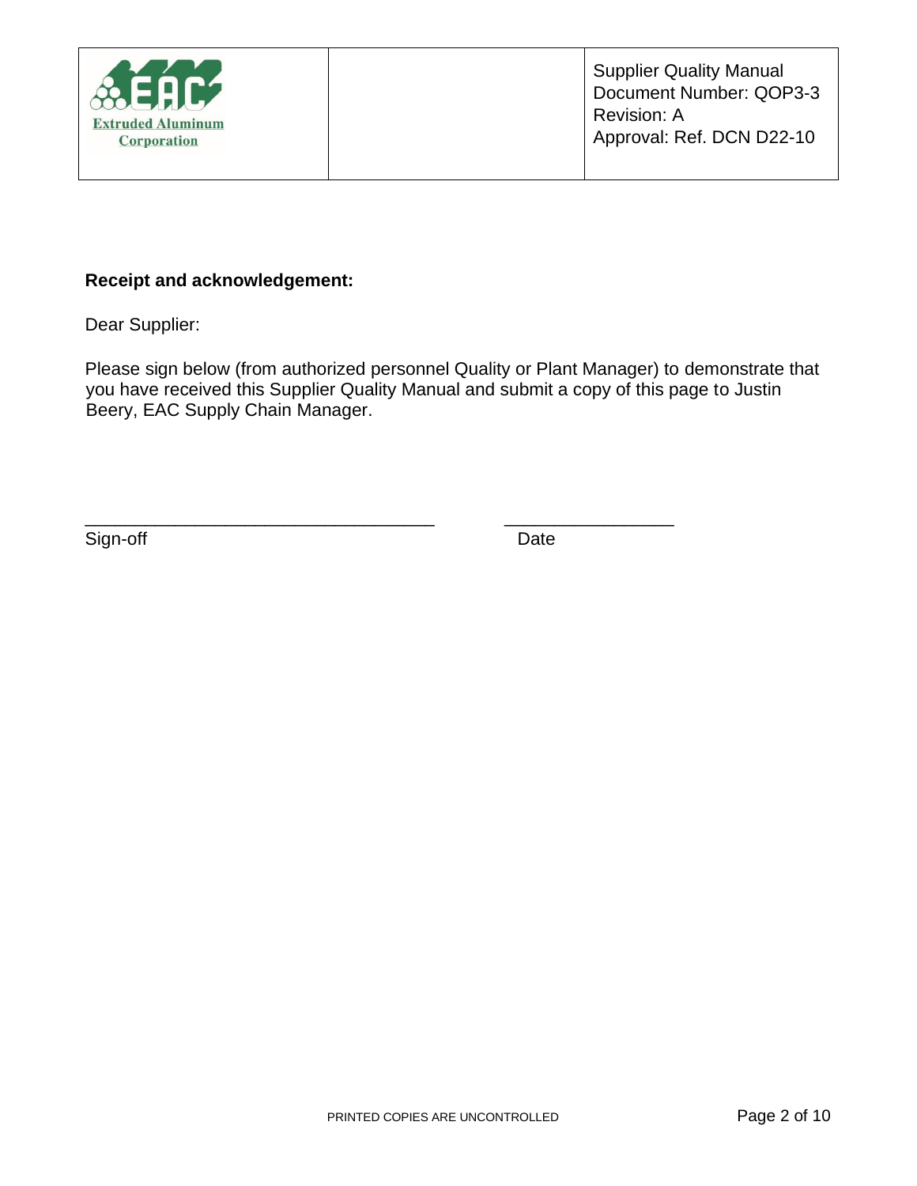**Receipt and acknowledgement:**

Dear Supplier:

Please sign below (from authorized personnel Quality or Plant Manager) to demonstrate that you have received this Supplier Quality Manual and submit a copy of this page to Justin Beery, EAC Supply Chain Manager.

___________________________________ _________________

Sign-off Date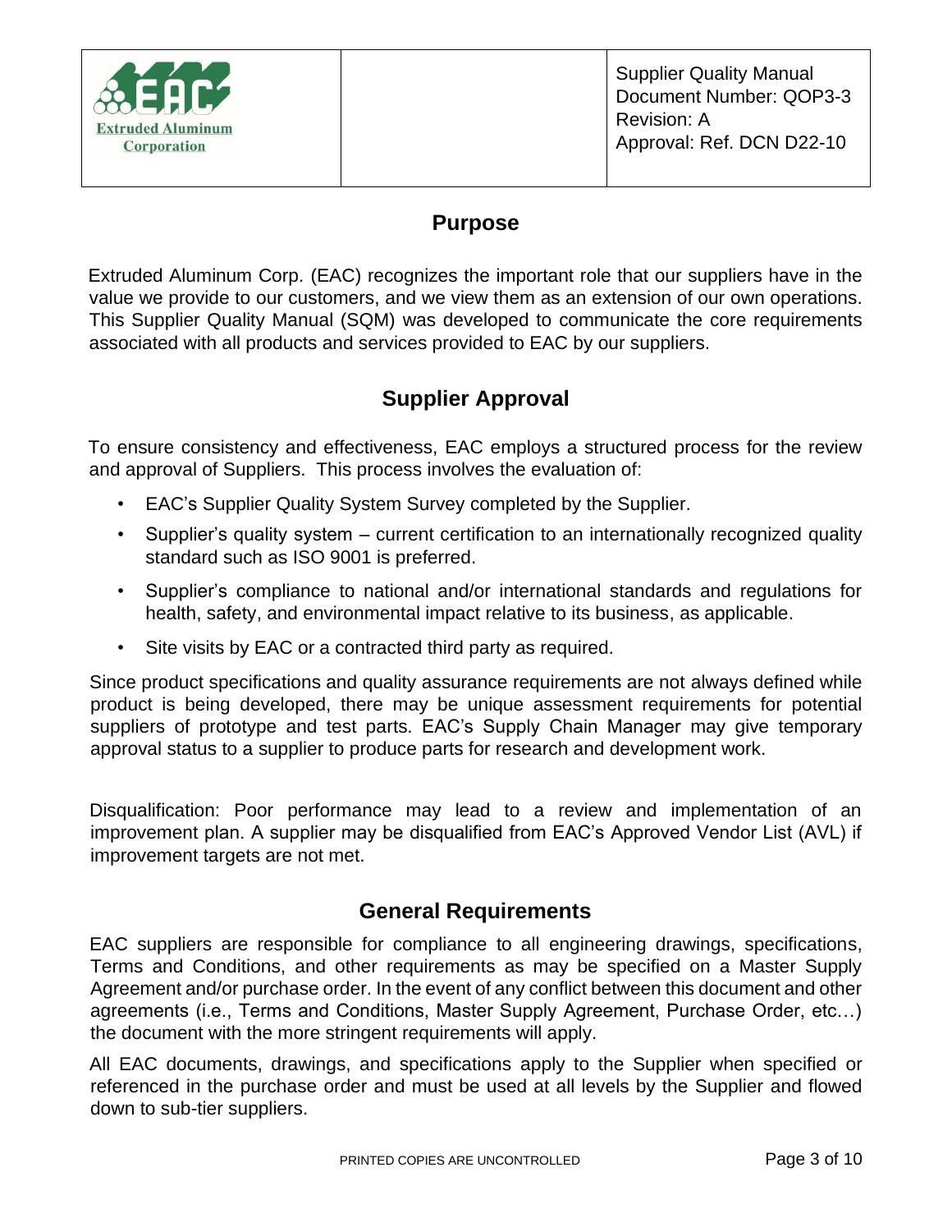## Purpose

Extruded Aluminum Corp. (EAC) recognizes the important role that our suppliers have in the value we provide to our customers, and we view them as an extension of our own operations. This Supplier Quality Manual (SQM) was developed to communicate the core requirements associated with all products and services provided to EAC by our suppliers.

## Supplier Approval

To ensure consistency and effectiveness, EAC employs a structured process for the review and approval of Suppliers. This process involves the evaluation of:

- EAC's Supplier Quality System Survey completed by the Supplier.
- Supplier's quality system – current certification to an internationally recognized quality standard such as ISO 9001 is preferred.
- Supplier's compliance to national and/or international standards and regulations for health, safety, and environmental impact relative to its business, as applicable.
- Site visits by EAC or a contracted third party as required.

Since product specifications and quality assurance requirements are not always defined while product is being developed, there may be unique assessment requirements for potential suppliers of prototype and test parts. EAC's Supply Chain Manager may give temporary approval status to a supplier to produce parts for research and development work.

Disqualification: Poor performance may lead to a review and implementation of an improvement plan. A supplier may be disqualified from EAC's Approved Vendor List (AVL) if improvement targets are not met.

## General Requirements

EAC suppliers are responsible for compliance to all engineering drawings, specifications, Terms and Conditions, and other requirements as may be specified on a Master Supply Agreement and/or purchase order. In the event of any conflict between this document and other agreements (i.e., Terms and Conditions, Master Supply Agreement, Purchase Order, etc…) the document with the more stringent requirements will apply.

All EAC documents, drawings, and specifications apply to the Supplier when specified or referenced in the purchase order and must be used at all levels by the Supplier and flowed down to sub-tier suppliers.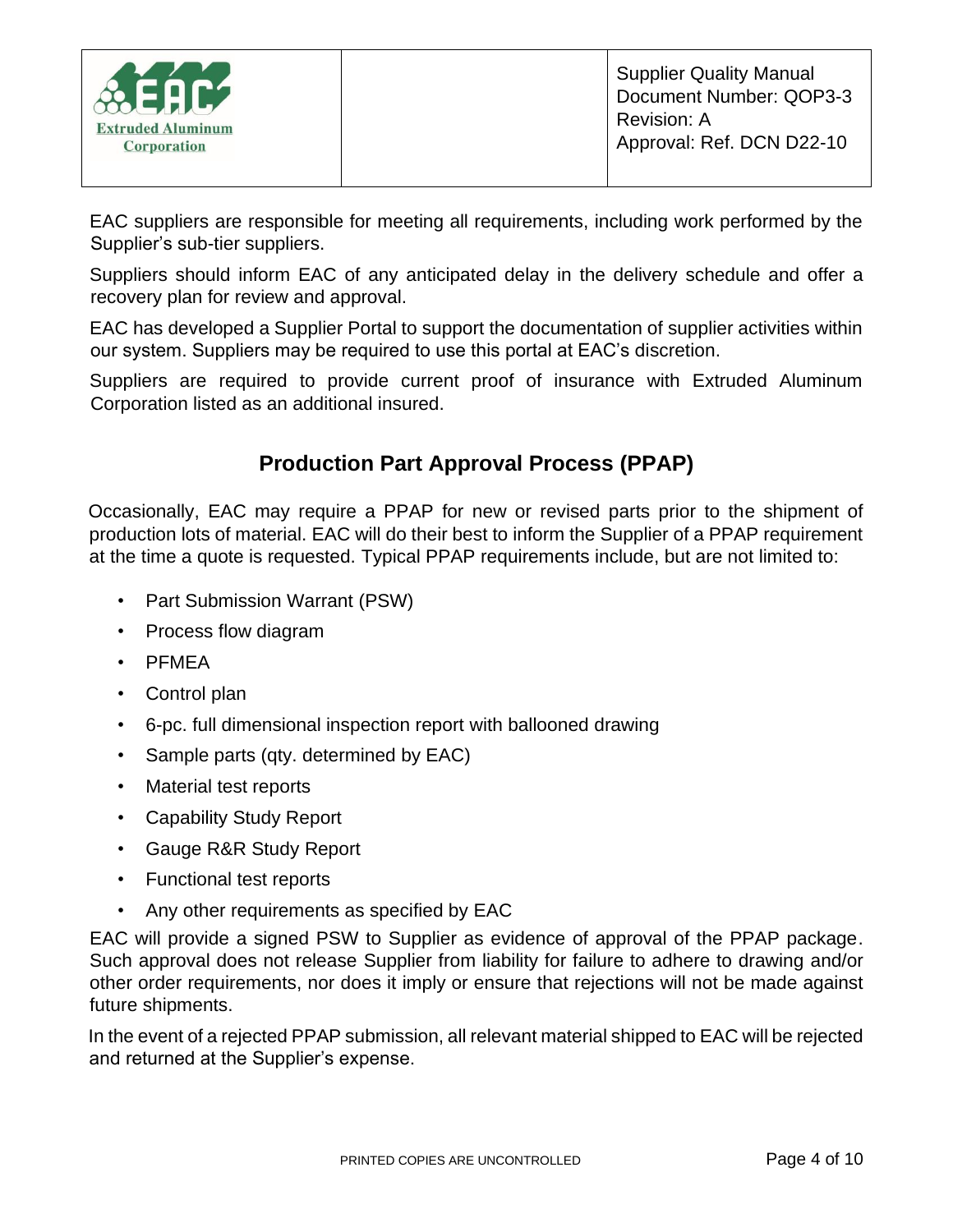EAC suppliers are responsible for meeting all requirements, including work performed by the Supplier's sub-tier suppliers.

Suppliers should inform EAC of any anticipated delay in the delivery schedule and offer a recovery plan for review and approval.

EAC has developed a Supplier Portal to support the documentation of supplier activities within our system. Suppliers may be required to use this portal at EAC's discretion.

Suppliers are required to provide current proof of insurance with Extruded Aluminum Corporation listed as an additional insured.

## Production Part Approval Process (PPAP)

Occasionally, EAC may require a PPAP for new or revised parts prior to the shipment of production lots of material. EAC will do their best to inform the Supplier of a PPAP requirement at the time a quote is requested. Typical PPAP requirements include, but are not limited to:

- Part Submission Warrant (PSW)
- Process flow diagram
- PFMEA
- Control plan
- 6-pc. full dimensional inspection report with ballooned drawing
- Sample parts (qty. determined by EAC)
- Material test reports
- Capability Study Report
- Gauge R&R Study Report
- Functional test reports
- Any other requirements as specified by EAC

EAC will provide a signed PSW to Supplier as evidence of approval of the PPAP package. Such approval does not release Supplier from liability for failure to adhere to drawing and/or other order requirements, nor does it imply or ensure that rejections will not be made against future shipments.

In the event of a rejected PPAP submission, all relevant material shipped to EAC will be rejected and returned at the Supplier's expense.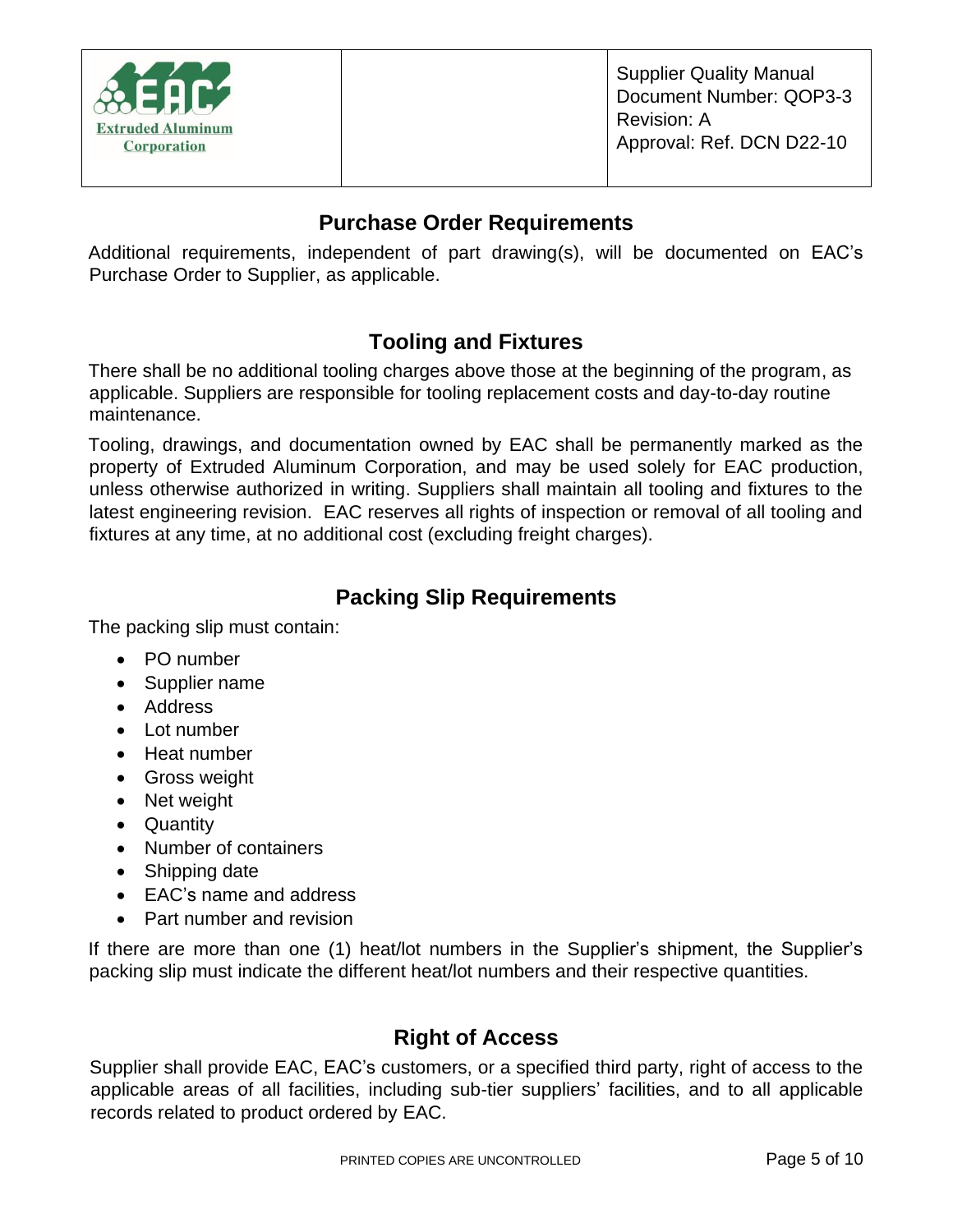## Purchase Order Requirements

Additional requirements, independent of part drawing(s), will be documented on EAC's Purchase Order to Supplier, as applicable.

## Tooling and Fixtures

There shall be no additional tooling charges above those at the beginning of the program, as applicable. Suppliers are responsible for tooling replacement costs and day-to-day routine maintenance.

Tooling, drawings, and documentation owned by EAC shall be permanently marked as the property of Extruded Aluminum Corporation, and may be used solely for EAC production, unless otherwise authorized in writing. Suppliers shall maintain all tooling and fixtures to the latest engineering revision. EAC reserves all rights of inspection or removal of all tooling and fixtures at any time, at no additional cost (excluding freight charges).

## Packing Slip Requirements

The packing slip must contain:

- PO number
- Supplier name
- Address
- Lot number
- Heat number
- Gross weight
- Net weight
- Quantity
- Number of containers
- Shipping date
- EAC's name and address
- Part number and revision

If there are more than one (1) heat/lot numbers in the Supplier's shipment, the Supplier's packing slip must indicate the different heat/lot numbers and their respective quantities.

## Right of Access

Supplier shall provide EAC, EAC's customers, or a specified third party, right of access to the applicable areas of all facilities, including sub-tier suppliers' facilities, and to all applicable records related to product ordered by EAC.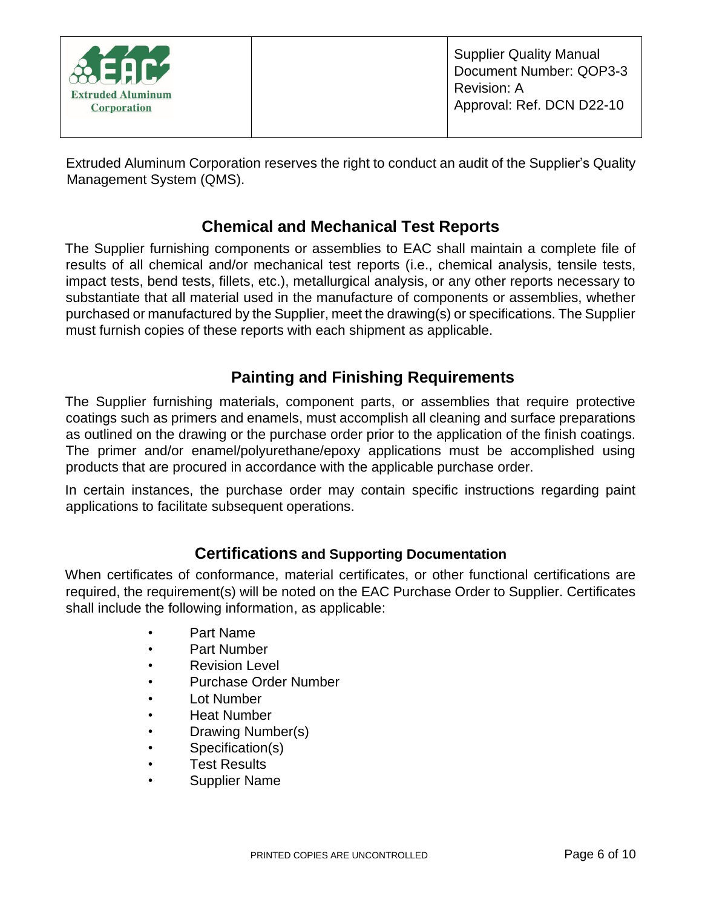Extruded Aluminum Corporation reserves the right to conduct an audit of the Supplier's Quality Management System (QMS).

## Chemical and Mechanical Test Reports

The Supplier furnishing components or assemblies to EAC shall maintain a complete file of results of all chemical and/or mechanical test reports (i.e., chemical analysis, tensile tests, impact tests, bend tests, fillets, etc.), metallurgical analysis, or any other reports necessary to substantiate that all material used in the manufacture of components or assemblies, whether purchased or manufactured by the Supplier, meet the drawing(s) or specifications. The Supplier must furnish copies of these reports with each shipment as applicable.

## Painting and Finishing Requirements

The Supplier furnishing materials, component parts, or assemblies that require protective coatings such as primers and enamels, must accomplish all cleaning and surface preparations as outlined on the drawing or the purchase order prior to the application of the finish coatings. The primer and/or enamel/polyurethane/epoxy applications must be accomplished using products that are procured in accordance with the applicable purchase order.

In certain instances, the purchase order may contain specific instructions regarding paint applications to facilitate subsequent operations.

## Certifications and Supporting Documentation

When certificates of conformance, material certificates, or other functional certifications are required, the requirement(s) will be noted on the EAC Purchase Order to Supplier. Certificates shall include the following information, as applicable:

- Part Name
- Part Number
- Revision Level
- Purchase Order Number
- Lot Number
- Heat Number
- Drawing Number(s)
- Specification(s)
- Test Results
- Supplier Name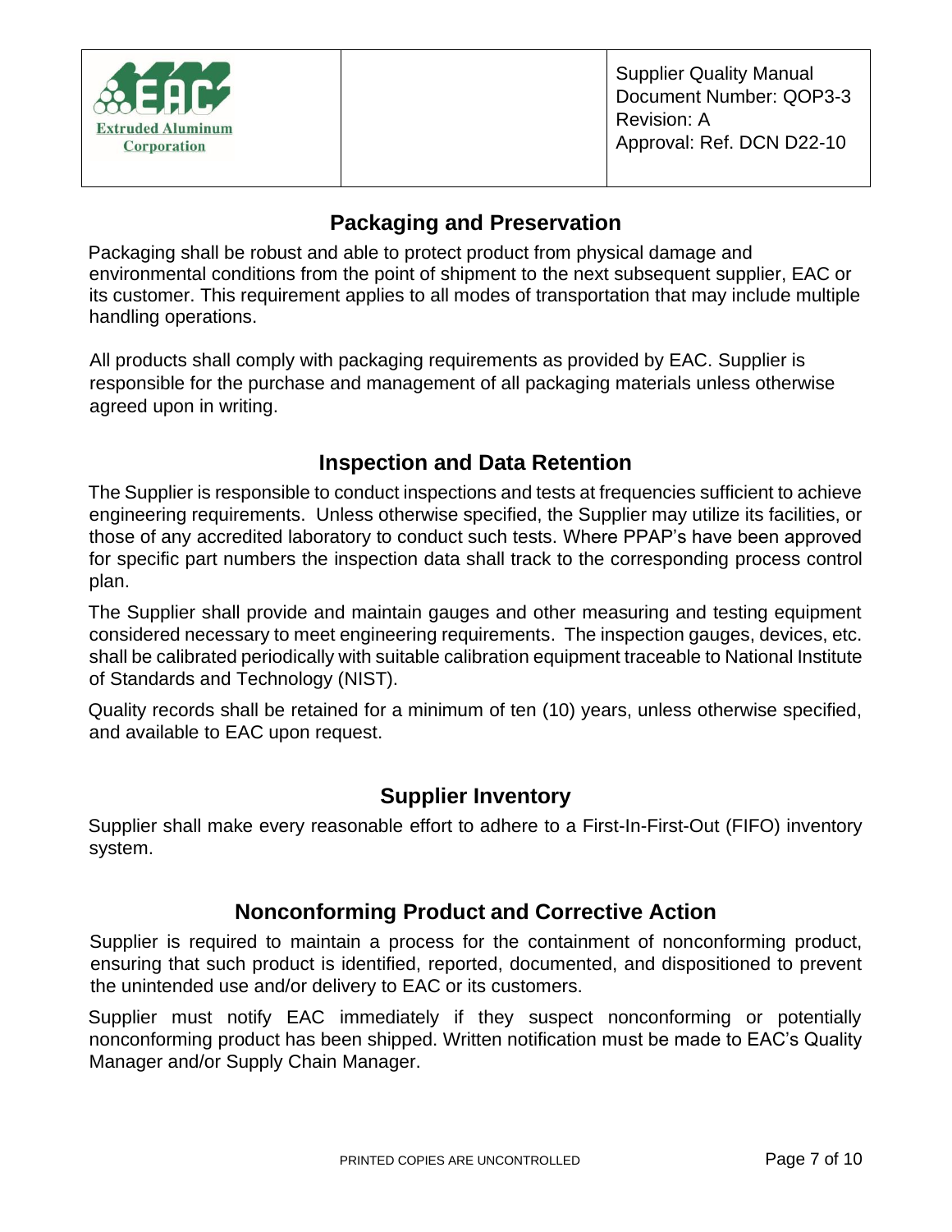## Packaging and Preservation

Packaging shall be robust and able to protect product from physical damage and environmental conditions from the point of shipment to the next subsequent supplier, EAC or its customer. This requirement applies to all modes of transportation that may include multiple handling operations.

All products shall comply with packaging requirements as provided by EAC. Supplier is responsible for the purchase and management of all packaging materials unless otherwise agreed upon in writing.

## Inspection and Data Retention

The Supplier is responsible to conduct inspections and tests at frequencies sufficient to achieve engineering requirements. Unless otherwise specified, the Supplier may utilize its facilities, or those of any accredited laboratory to conduct such tests. Where PPAP's have been approved for specific part numbers the inspection data shall track to the corresponding process control plan.

The Supplier shall provide and maintain gauges and other measuring and testing equipment considered necessary to meet engineering requirements. The inspection gauges, devices, etc. shall be calibrated periodically with suitable calibration equipment traceable to National Institute of Standards and Technology (NIST).

Quality records shall be retained for a minimum of ten (10) years, unless otherwise specified, and available to EAC upon request.

## Supplier Inventory

Supplier shall make every reasonable effort to adhere to a First-In-First-Out (FIFO) inventory system.

## Nonconforming Product and Corrective Action

Supplier is required to maintain a process for the containment of nonconforming product, ensuring that such product is identified, reported, documented, and dispositioned to prevent the unintended use and/or delivery to EAC or its customers.

Supplier must notify EAC immediately if they suspect nonconforming or potentially nonconforming product has been shipped. Written notification must be made to EAC's Quality Manager and/or Supply Chain Manager.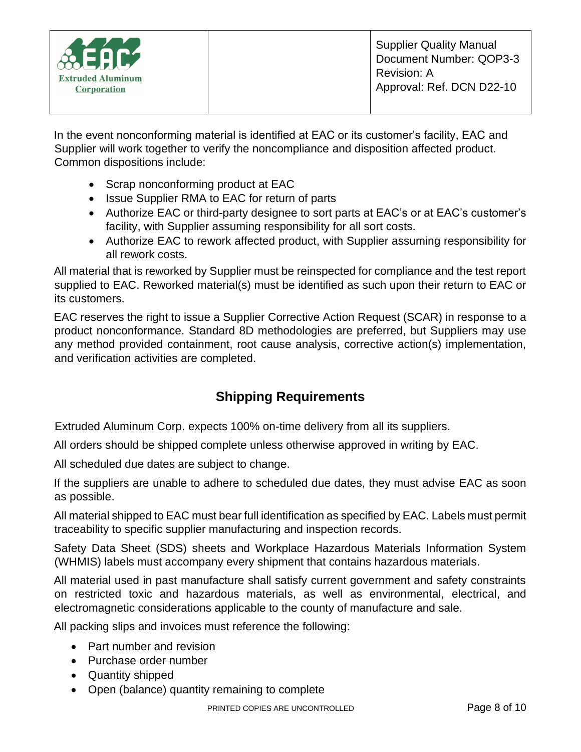In the event nonconforming material is identified at EAC or its customer's facility, EAC and Supplier will work together to verify the noncompliance and disposition affected product. Common dispositions include:

- Scrap nonconforming product at EAC
- Issue Supplier RMA to EAC for return of parts
- Authorize EAC or third-party designee to sort parts at EAC's or at EAC's customer's facility, with Supplier assuming responsibility for all sort costs.
- Authorize EAC to rework affected product, with Supplier assuming responsibility for all rework costs.

All material that is reworked by Supplier must be reinspected for compliance and the test report supplied to EAC. Reworked material(s) must be identified as such upon their return to EAC or its customers.

EAC reserves the right to issue a Supplier Corrective Action Request (SCAR) in response to a product nonconformance. Standard 8D methodologies are preferred, but Suppliers may use any method provided containment, root cause analysis, corrective action(s) implementation, and verification activities are completed.

## Shipping Requirements

Extruded Aluminum Corp. expects 100% on-time delivery from all its suppliers.

All orders should be shipped complete unless otherwise approved in writing by EAC.

All scheduled due dates are subject to change.

If the suppliers are unable to adhere to scheduled due dates, they must advise EAC as soon as possible.

All material shipped to EAC must bear full identification as specified by EAC. Labels must permit traceability to specific supplier manufacturing and inspection records.

Safety Data Sheet (SDS) sheets and Workplace Hazardous Materials Information System (WHMIS) labels must accompany every shipment that contains hazardous materials.

All material used in past manufacture shall satisfy current government and safety constraints on restricted toxic and hazardous materials, as well as environmental, electrical, and electromagnetic considerations applicable to the county of manufacture and sale.

All packing slips and invoices must reference the following:

- Part number and revision
- Purchase order number
- Quantity shipped
- Open (balance) quantity remaining to complete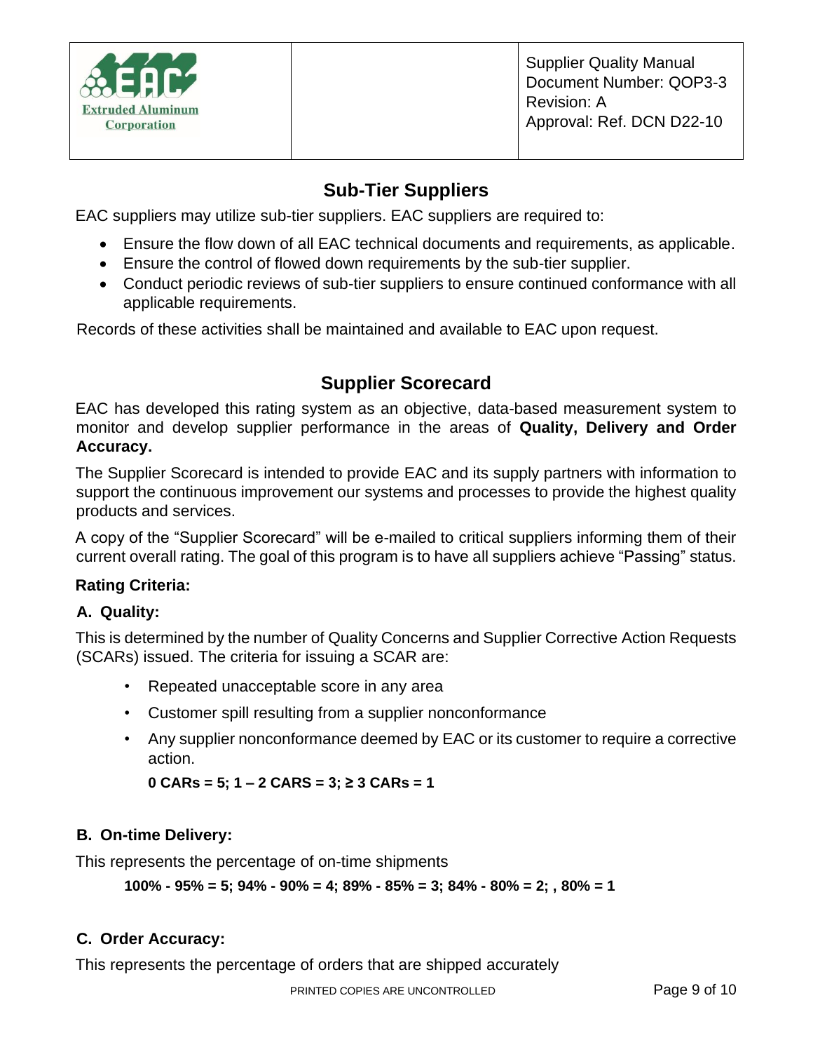## Sub-Tier Suppliers

EAC suppliers may utilize sub-tier suppliers. EAC suppliers are required to:

- Ensure the flow down of all EAC technical documents and requirements, as applicable.
- Ensure the control of flowed down requirements by the sub-tier supplier.
- Conduct periodic reviews of sub-tier suppliers to ensure continued conformance with all applicable requirements.

Records of these activities shall be maintained and available to EAC upon request.

## Supplier Scorecard

EAC has developed this rating system as an objective, data-based measurement system to monitor and develop supplier performance in the areas of **Quality, Delivery and Order Accuracy.**

The Supplier Scorecard is intended to provide EAC and its supply partners with information to support the continuous improvement our systems and processes to provide the highest quality products and services.

A copy of the "Supplier Scorecard" will be e-mailed to critical suppliers informing them of their current overall rating. The goal of this program is to have all suppliers achieve "Passing" status.

**Rating Criteria:**

**A. Quality:**

This is determined by the number of Quality Concerns and Supplier Corrective Action Requests (SCARs) issued. The criteria for issuing a SCAR are:

- Repeated unacceptable score in any area
- Customer spill resulting from a supplier nonconformance
- Any supplier nonconformance deemed by EAC or its customer to require a corrective action.

  **0 CARs = 5; 1 – 2 CARS = 3; ≥ 3 CARs = 1**

**B. On-time Delivery:**

This represents the percentage of on-time shipments

**100% - 95% = 5; 94% - 90% = 4; 89% - 85% = 3; 84% - 80% = 2; , 80% = 1**

**C. Order Accuracy:**

This represents the percentage of orders that are shipped accurately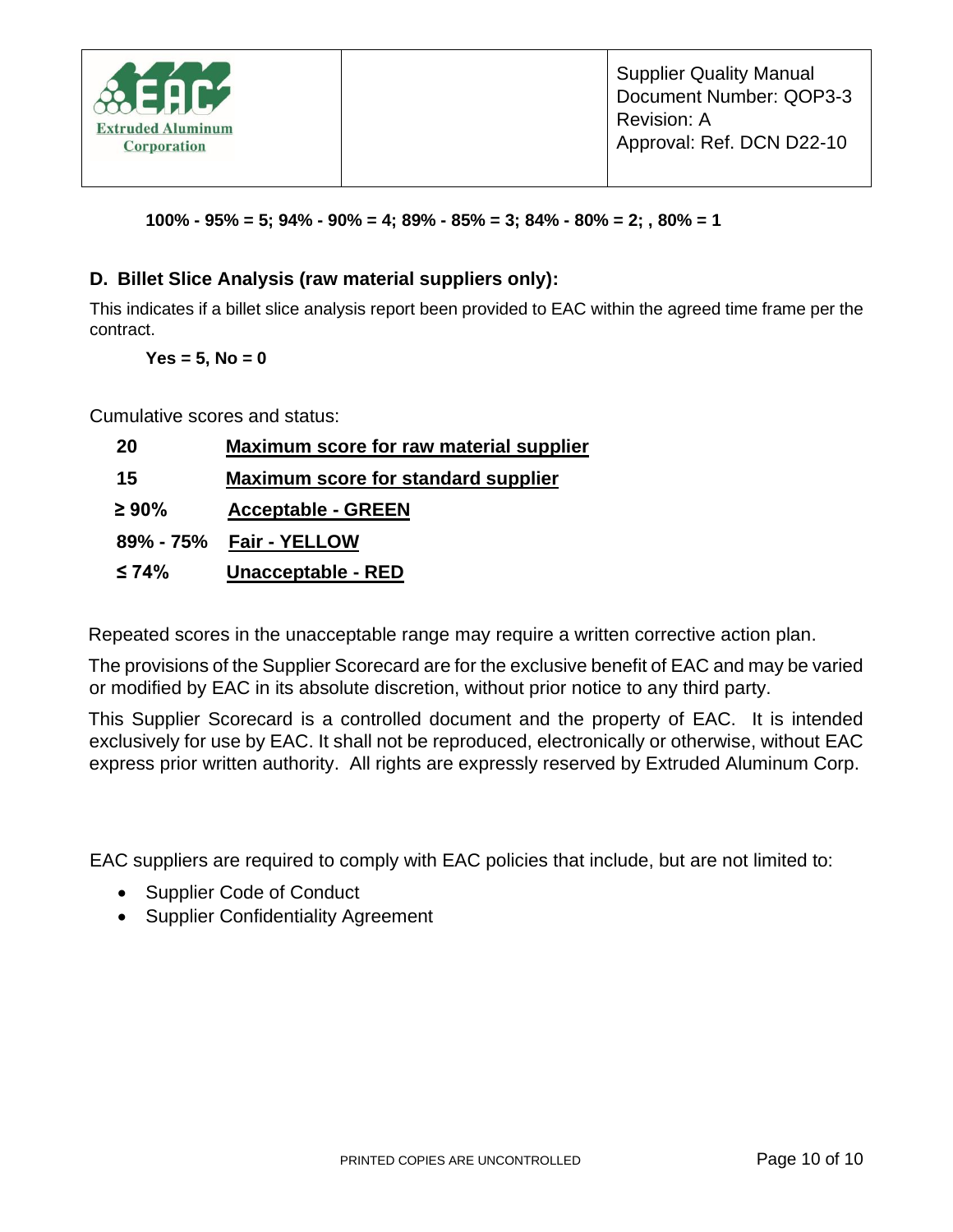**100% - 95% = 5; 94% - 90% = 4; 89% - 85% = 3; 84% - 80% = 2; , 80% = 1**

## D. Billet Slice Analysis (raw material suppliers only):

This indicates if a billet slice analysis report been provided to EAC within the agreed time frame per the contract.

**Yes = 5, No = 0**

Cumulative scores and status:

| | |
|---|---|
| **20** | **Maximum score for raw material supplier** |
| **15** | **Maximum score for standard supplier** |
| **≥ 90%** | **Acceptable - GREEN** |
| **89% - 75%** | **Fair - YELLOW** |
| **≤ 74%** | **Unacceptable - RED** |

Repeated scores in the unacceptable range may require a written corrective action plan.

The provisions of the Supplier Scorecard are for the exclusive benefit of EAC and may be varied or modified by EAC in its absolute discretion, without prior notice to any third party.

This Supplier Scorecard is a controlled document and the property of EAC. It is intended exclusively for use by EAC. It shall not be reproduced, electronically or otherwise, without EAC express prior written authority. All rights are expressly reserved by Extruded Aluminum Corp.

EAC suppliers are required to comply with EAC policies that include, but are not limited to:

- Supplier Code of Conduct
- Supplier Confidentiality Agreement